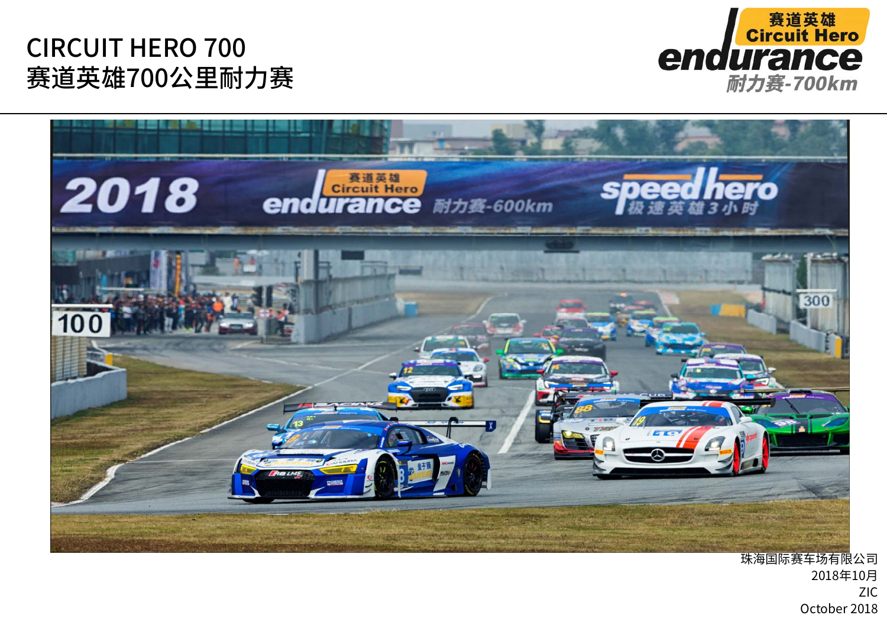# CIRCUIT HERO 700
# 赛道英雄700公里耐力赛

珠海国际赛车场有限公司
2018年10月
ZIC
October 2018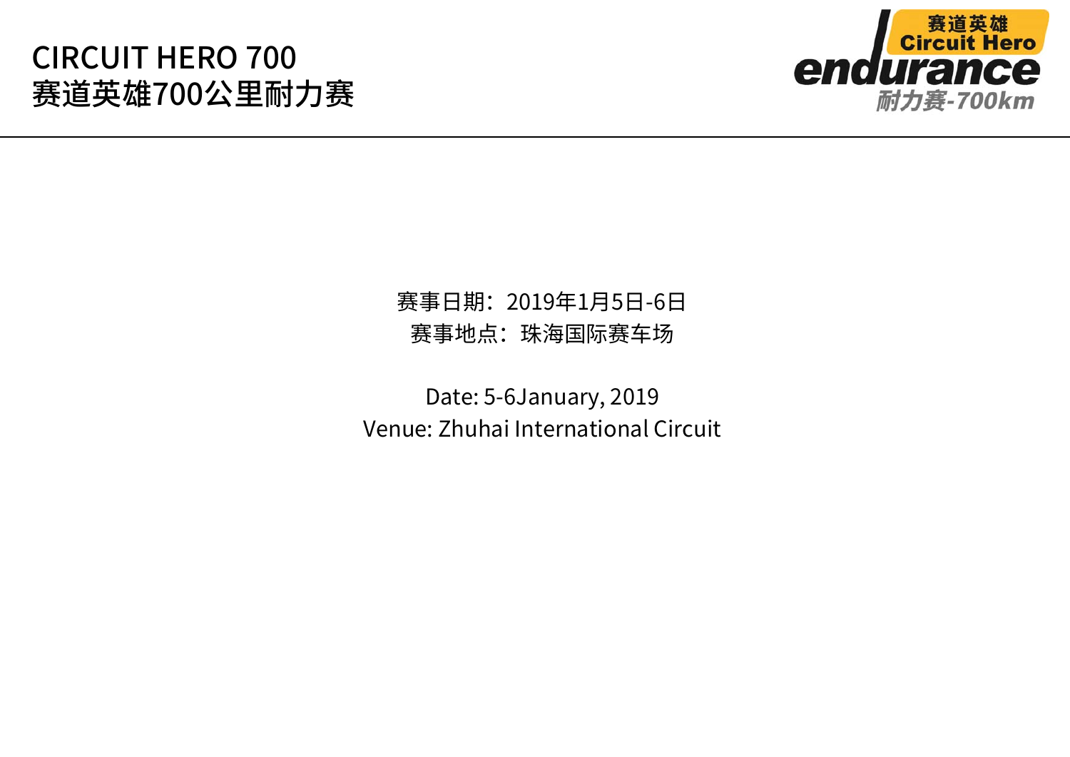赛事日期：2019年1月5日-6日

赛事地点：珠海国际赛车场

Date: 5-6January, 2019

Venue: Zhuhai International Circuit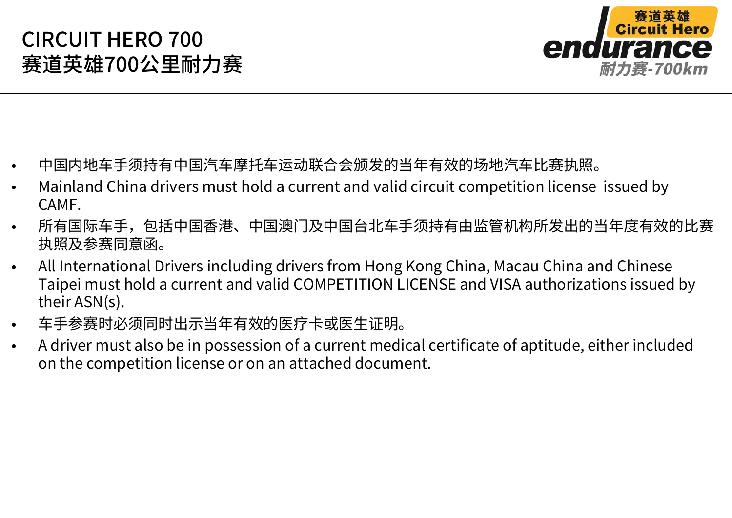# CIRCUIT HERO 700
# 赛道英雄700公里耐力赛

- 中国内地车手须持有中国汽车摩托车运动联合会颁发的当年有效的场地汽车比赛执照。
- Mainland China drivers must hold a current and valid circuit competition license issued by CAMF.
- 所有国际车手，包括中国香港、中国澳门及中国台北车手须持有由监管机构所发出的当年度有效的比赛执照及参赛同意函。
- All International Drivers including drivers from Hong Kong China, Macau China and Chinese Taipei must hold a current and valid COMPETITION LICENSE and VISA authorizations issued by their ASN(s).
- 车手参赛时必须同时出示当年有效的医疗卡或医生证明。
- A driver must also be in possession of a current medical certificate of aptitude, either included on the competition license or on an attached document.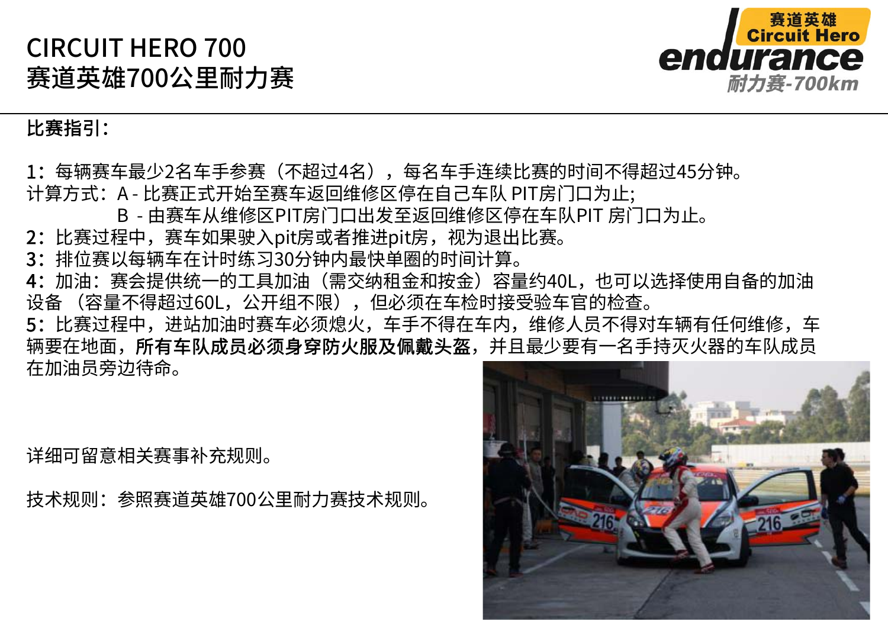# CIRCUIT HERO 700
# 赛道英雄700公里耐力赛

**比赛指引：**

1：每辆赛车最少2名车手参赛（不超过4名），每名车手连续比赛的时间不得超过45分钟。
计算方式：A - 比赛正式开始至赛车返回维修区停在自己车队 PIT房门口为止;
　　　　　B - 由赛车从维修区PIT房门口出发至返回维修区停在车队PIT 房门口为止。
2：比赛过程中，赛车如果驶入pit房或者推进pit房，视为退出比赛。
3：排位赛以每辆车在计时练习30分钟内最快单圈的时间计算。
4：加油：赛会提供统一的工具加油（需交纳租金和按金）容量约40L，也可以选择使用自备的加油设备（容量不得超过60L，公开组不限），但必须在车检时接受验车官的检查。
5：比赛过程中，进站加油时赛车必须熄火，车手不得在车内，维修人员不得对车辆有任何维修，车辆要在地面，**所有车队成员必须身穿防火服及佩戴头盔**，并且最少要有一名手持灭火器的车队成员在加油员旁边待命。

详细可留意相关赛事补充规则。

技术规则：参照赛道英雄700公里耐力赛技术规则。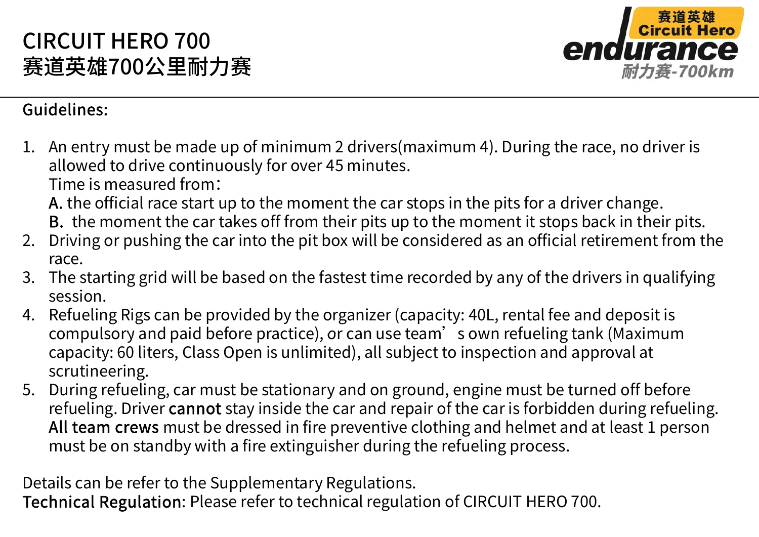# CIRCUIT HERO 700
# 赛道英雄700公里耐力赛

## Guidelines:

1. An entry must be made up of minimum 2 drivers(maximum 4). During the race, no driver is allowed to drive continuously for over 45 minutes.
   Time is measured from：
   A. the official race start up to the moment the car stops in the pits for a driver change.
   B. the moment the car takes off from their pits up to the moment it stops back in their pits.
2. Driving or pushing the car into the pit box will be considered as an official retirement from the race.
3. The starting grid will be based on the fastest time recorded by any of the drivers in qualifying session.
4. Refueling Rigs can be provided by the organizer (capacity: 40L, rental fee and deposit is compulsory and paid before practice), or can use team’ s own refueling tank (Maximum capacity: 60 liters, Class Open is unlimited), all subject to inspection and approval at scrutineering.
5. During refueling, car must be stationary and on ground, engine must be turned off before refueling. Driver cannot stay inside the car and repair of the car is forbidden during refueling. All team crews must be dressed in fire preventive clothing and helmet and at least 1 person must be on standby with a fire extinguisher during the refueling process.

Details can be refer to the Supplementary Regulations.
Technical Regulation: Please refer to technical regulation of CIRCUIT HERO 700.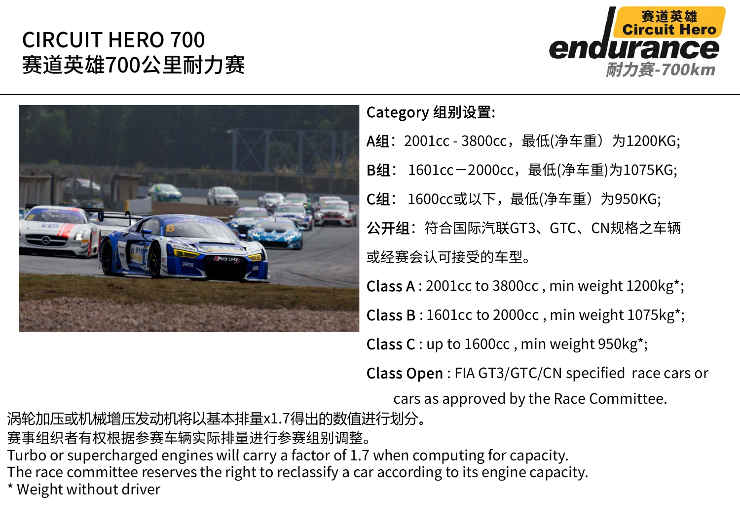# CIRCUIT HERO 700
# 赛道英雄700公里耐力赛

赛道英雄 Circuit Hero endurance 耐力赛-700km

**Category 组别设置:**

**A组**：2001cc - 3800cc，最低(净车重）为1200KG;

**B组**： 1601cc－2000cc，最低(净车重)为1075KG;

**C组**： 1600cc或以下，最低(净车重）为950KG;

**公开组**：符合国际汽联GT3、GTC、CN规格之车辆或经赛会认可接受的车型。

**Class A** : 2001cc to 3800cc , min weight 1200kg*;

**Class B** : 1601cc to 2000cc , min weight 1075kg*;

**Class C** : up to 1600cc , min weight 950kg*;

**Class Open** : FIA GT3/GTC/CN specified race cars or cars as approved by the Race Committee.

涡轮加压或机械增压发动机将以基本排量x1.7得出的数值进行划分。
赛事组织者有权根据参赛车辆实际排量进行参赛组别调整。
Turbo or supercharged engines will carry a factor of 1.7 when computing for capacity.
The race committee reserves the right to reclassify a car according to its engine capacity.
* Weight without driver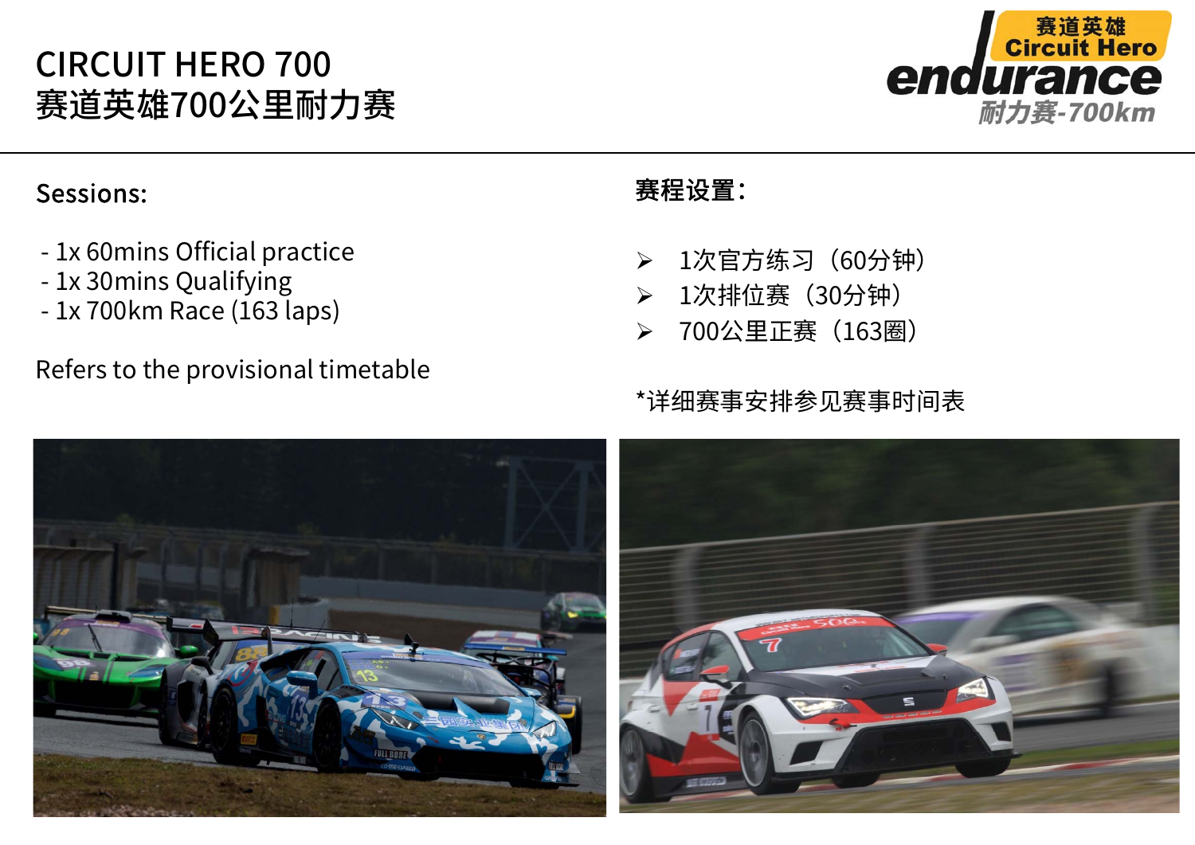# CIRCUIT HERO 700
# 赛道英雄700公里耐力赛

**Sessions:**

- 1x 60mins Official practice
- 1x 30mins Qualifying
- 1x 700km Race (163 laps)

Refers to the provisional timetable

**赛程设置：**

- 1次官方练习（60分钟）
- 1次排位赛（30分钟）
- 700公里正赛（163圈）

*详细赛事安排参见赛事时间表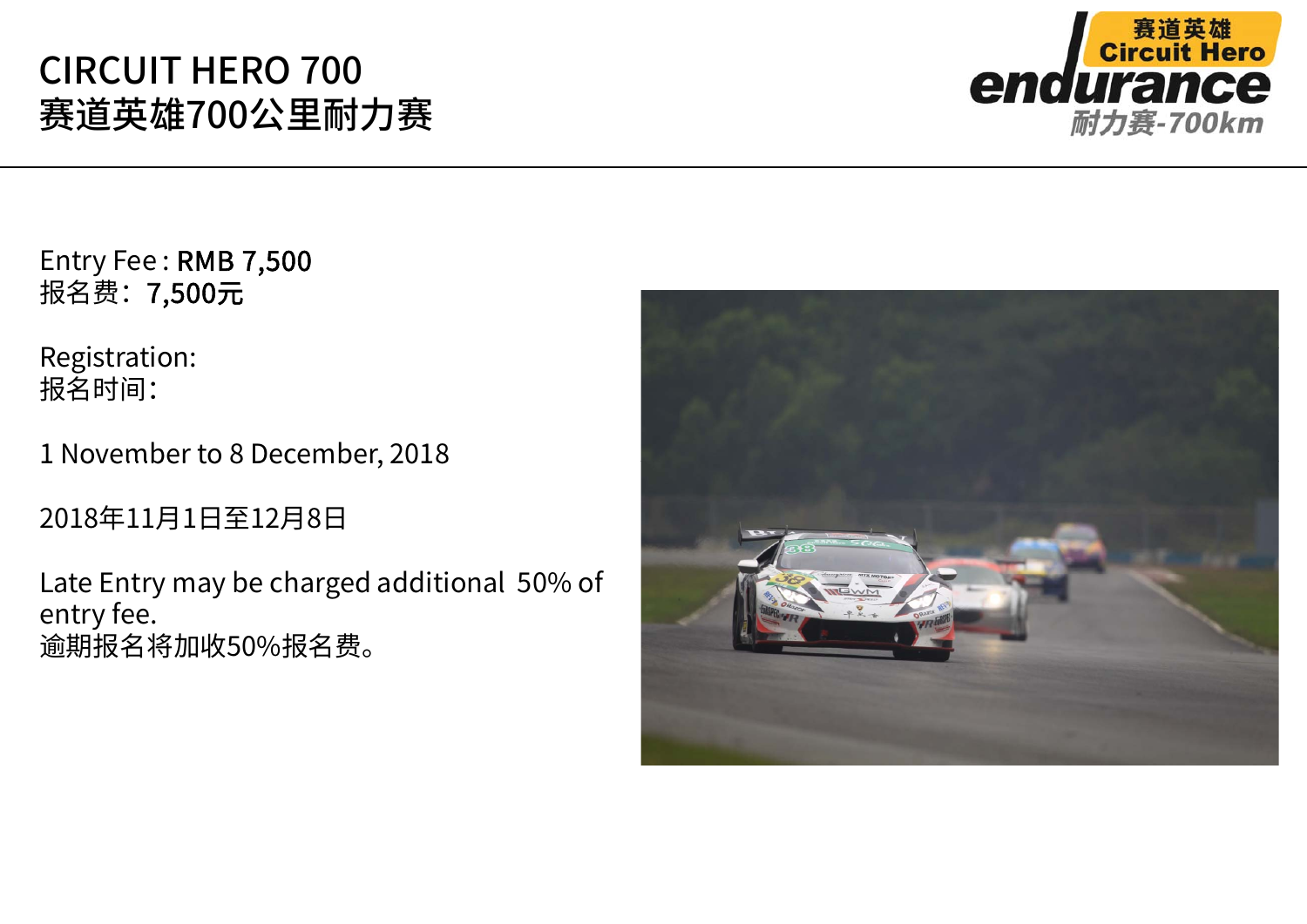# CIRCUIT HERO 700
# 赛道英雄700公里耐力赛

Entry Fee : RMB 7,500
报名费：7,500元

Registration:
报名时间:

1 November to 8 December, 2018

2018年11月1日至12月8日

Late Entry may be charged additional 50% of entry fee.
逾期报名将加收50%报名费。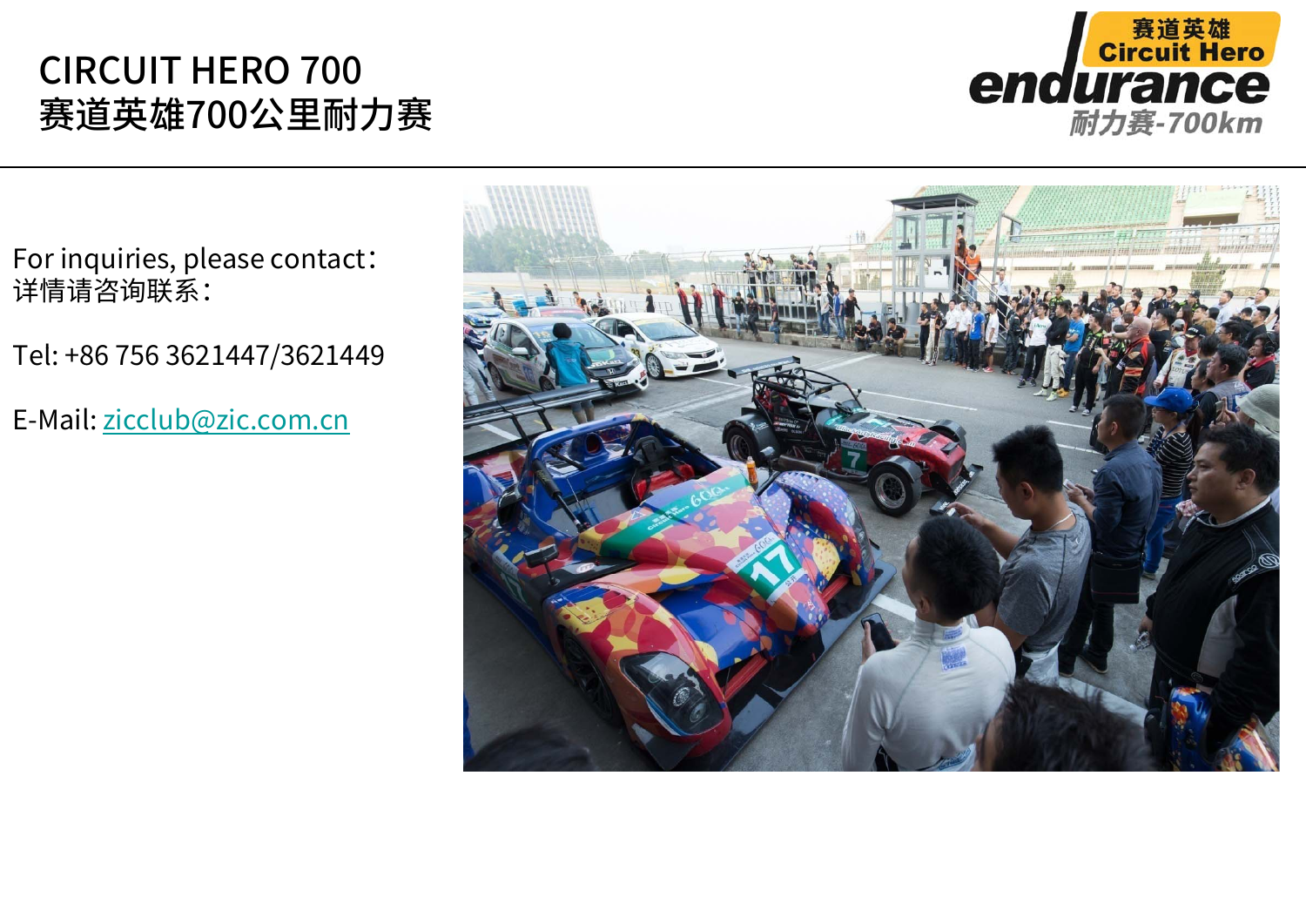# CIRCUIT HERO 700
# 赛道英雄700公里耐力赛

For inquiries, please contact：
详情请咨询联系：

Tel: +86 756 3621447/3621449

E-Mail: zicclub@zic.com.cn